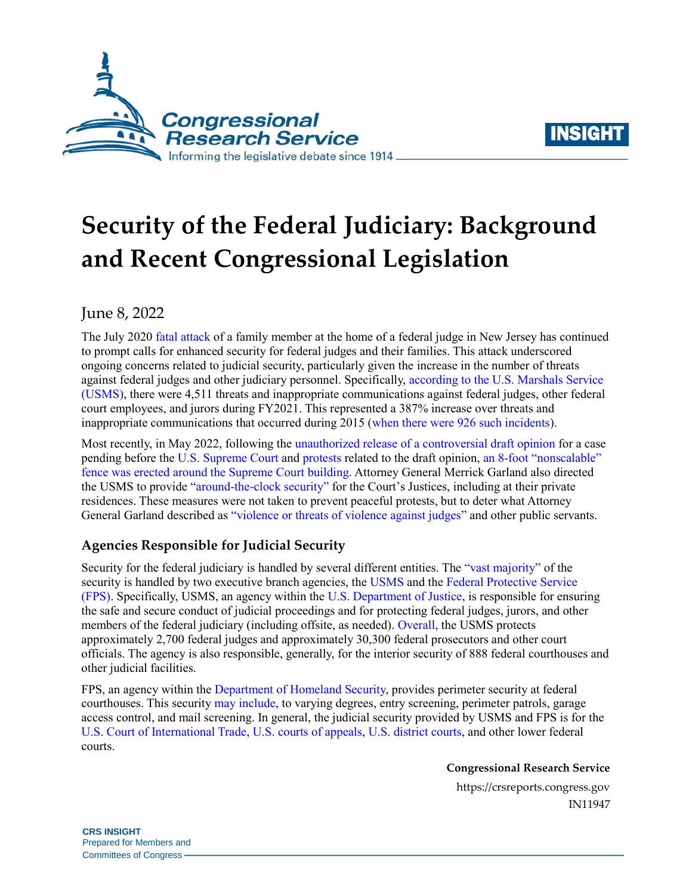# Security of the Federal Judiciary: Background and Recent Congressional Legislation

June 8, 2022

The July 2020 fatal attack of a family member at the home of a federal judge in New Jersey has continued to prompt calls for enhanced security for federal judges and their families. This attack underscored ongoing concerns related to judicial security, particularly given the increase in the number of threats against federal judges and other judiciary personnel. Specifically, according to the U.S. Marshals Service (USMS), there were 4,511 threats and inappropriate communications against federal judges, other federal court employees, and jurors during FY2021. This represented a 387% increase over threats and inappropriate communications that occurred during 2015 (when there were 926 such incidents).

Most recently, in May 2022, following the unauthorized release of a controversial draft opinion for a case pending before the U.S. Supreme Court and protests related to the draft opinion, an 8-foot "nonscalable" fence was erected around the Supreme Court building. Attorney General Merrick Garland also directed the USMS to provide "around-the-clock security" for the Court's Justices, including at their private residences. These measures were not taken to prevent peaceful protests, but to deter what Attorney General Garland described as "violence or threats of violence against judges" and other public servants.

## Agencies Responsible for Judicial Security

Security for the federal judiciary is handled by several different entities. The "vast majority" of the security is handled by two executive branch agencies, the USMS and the Federal Protective Service (FPS). Specifically, USMS, an agency within the U.S. Department of Justice, is responsible for ensuring the safe and secure conduct of judicial proceedings and for protecting federal judges, jurors, and other members of the federal judiciary (including offsite, as needed). Overall, the USMS protects approximately 2,700 federal judges and approximately 30,300 federal prosecutors and other court officials. The agency is also responsible, generally, for the interior security of 888 federal courthouses and other judicial facilities.

FPS, an agency within the Department of Homeland Security, provides perimeter security at federal courthouses. This security may include, to varying degrees, entry screening, perimeter patrols, garage access control, and mail screening. In general, the judicial security provided by USMS and FPS is for the U.S. Court of International Trade, U.S. courts of appeals, U.S. district courts, and other lower federal courts.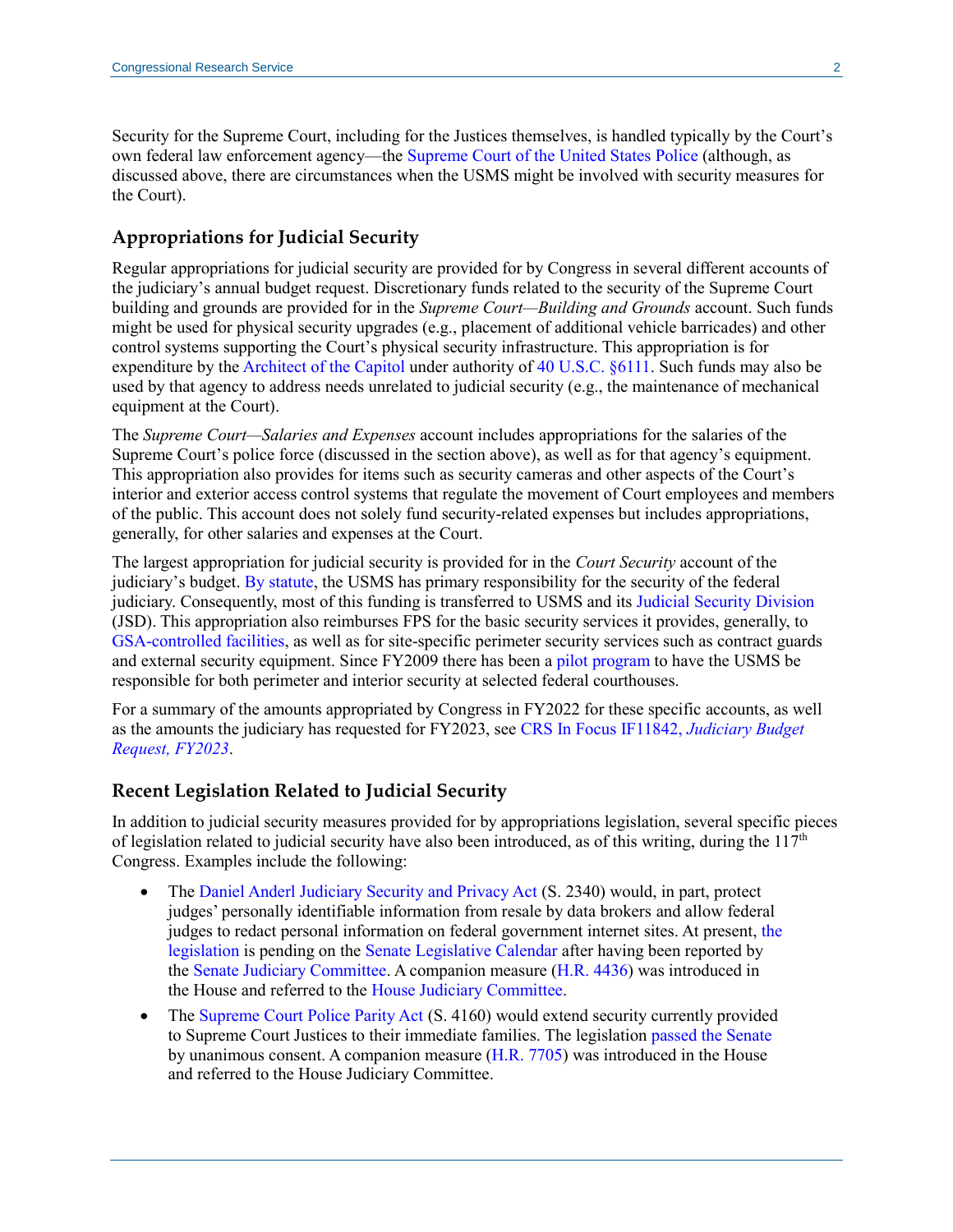Security for the Supreme Court, including for the Justices themselves, is handled typically by the Court's own federal law enforcement agency—the Supreme Court of the United States Police (although, as discussed above, there are circumstances when the USMS might be involved with security measures for the Court).

## Appropriations for Judicial Security

Regular appropriations for judicial security are provided for by Congress in several different accounts of the judiciary's annual budget request. Discretionary funds related to the security of the Supreme Court building and grounds are provided for in the *Supreme Court—Building and Grounds* account. Such funds might be used for physical security upgrades (e.g., placement of additional vehicle barricades) and other control systems supporting the Court's physical security infrastructure. This appropriation is for expenditure by the Architect of the Capitol under authority of 40 U.S.C. §6111. Such funds may also be used by that agency to address needs unrelated to judicial security (e.g., the maintenance of mechanical equipment at the Court).

The *Supreme Court—Salaries and Expenses* account includes appropriations for the salaries of the Supreme Court's police force (discussed in the section above), as well as for that agency's equipment. This appropriation also provides for items such as security cameras and other aspects of the Court's interior and exterior access control systems that regulate the movement of Court employees and members of the public. This account does not solely fund security-related expenses but includes appropriations, generally, for other salaries and expenses at the Court.

The largest appropriation for judicial security is provided for in the *Court Security* account of the judiciary's budget. By statute, the USMS has primary responsibility for the security of the federal judiciary. Consequently, most of this funding is transferred to USMS and its Judicial Security Division (JSD). This appropriation also reimburses FPS for the basic security services it provides, generally, to GSA-controlled facilities, as well as for site-specific perimeter security services such as contract guards and external security equipment. Since FY2009 there has been a pilot program to have the USMS be responsible for both perimeter and interior security at selected federal courthouses.

For a summary of the amounts appropriated by Congress in FY2022 for these specific accounts, as well as the amounts the judiciary has requested for FY2023, see CRS In Focus IF11842, *Judiciary Budget Request, FY2023*.

## Recent Legislation Related to Judicial Security

In addition to judicial security measures provided for by appropriations legislation, several specific pieces of legislation related to judicial security have also been introduced, as of this writing, during the 117th Congress. Examples include the following:

- The Daniel Anderl Judiciary Security and Privacy Act (S. 2340) would, in part, protect judges' personally identifiable information from resale by data brokers and allow federal judges to redact personal information on federal government internet sites. At present, the legislation is pending on the Senate Legislative Calendar after having been reported by the Senate Judiciary Committee. A companion measure (H.R. 4436) was introduced in the House and referred to the House Judiciary Committee.
- The Supreme Court Police Parity Act (S. 4160) would extend security currently provided to Supreme Court Justices to their immediate families. The legislation passed the Senate by unanimous consent. A companion measure (H.R. 7705) was introduced in the House and referred to the House Judiciary Committee.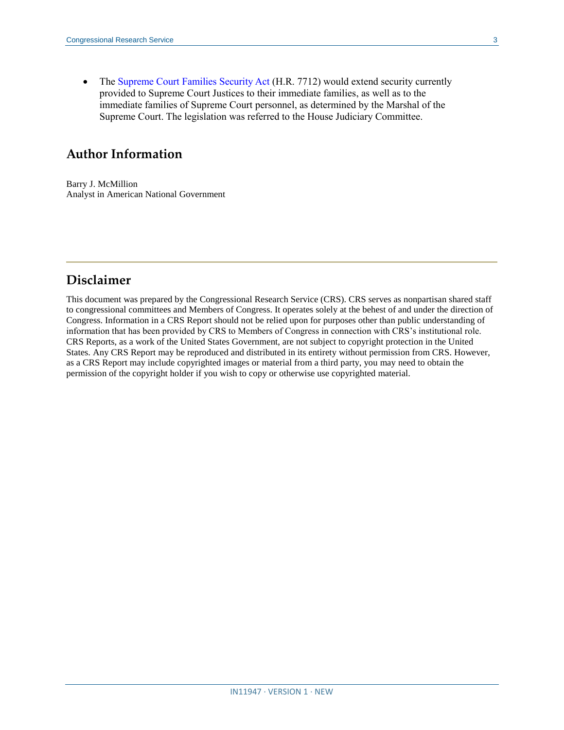- The Supreme Court Families Security Act (H.R. 7712) would extend security currently provided to Supreme Court Justices to their immediate families, as well as to the immediate families of Supreme Court personnel, as determined by the Marshal of the Supreme Court. The legislation was referred to the House Judiciary Committee.

## Author Information

Barry J. McMillion
Analyst in American National Government

## Disclaimer

This document was prepared by the Congressional Research Service (CRS). CRS serves as nonpartisan shared staff to congressional committees and Members of Congress. It operates solely at the behest of and under the direction of Congress. Information in a CRS Report should not be relied upon for purposes other than public understanding of information that has been provided by CRS to Members of Congress in connection with CRS's institutional role. CRS Reports, as a work of the United States Government, are not subject to copyright protection in the United States. Any CRS Report may be reproduced and distributed in its entirety without permission from CRS. However, as a CRS Report may include copyrighted images or material from a third party, you may need to obtain the permission of the copyright holder if you wish to copy or otherwise use copyrighted material.